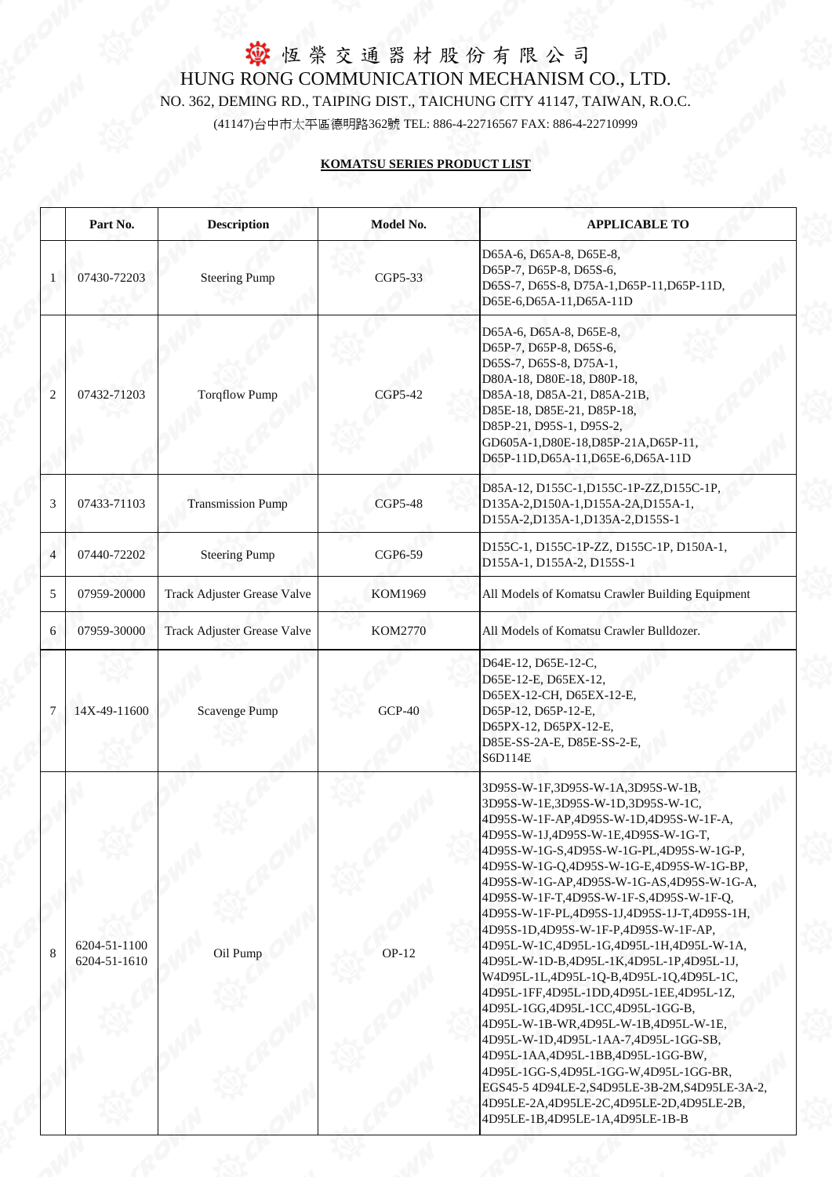# 恆榮交通器材股份有限公司

# HUNG RONG COMMUNICATION MECHANISM CO., LTD.

NO. 362, DEMING RD., TAIPING DIST., TAICHUNG CITY 41147, TAIWAN, R.O.C.

(41147)台中市太平區德明路362號 TEL: 886-4-22716567 FAX: 886-4-22710999

## KOMATSU SERIES PRODUCT LIST

| | Part No. | Description | Model No. | APPLICABLE TO |
|---|---|---|---|---|
| 1 | 07430-72203 | Steering Pump | CGP5-33 | D65A-6, D65A-8, D65E-8, D65P-7, D65P-8, D65S-6, D65S-7, D65S-8, D75A-1,D65P-11,D65P-11D, D65E-6,D65A-11,D65A-11D |
| 2 | 07432-71203 | Torqflow Pump | CGP5-42 | D65A-6, D65A-8, D65E-8, D65P-7, D65P-8, D65S-6, D65S-7, D65S-8, D75A-1, D80A-18, D80E-18, D80P-18, D85A-18, D85A-21, D85A-21B, D85E-18, D85E-21, D85P-18, D85P-21, D95S-1, D95S-2, GD605A-1,D80E-18,D85P-21A,D65P-11, D65P-11D,D65A-11,D65E-6,D65A-11D |
| 3 | 07433-71103 | Transmission Pump | CGP5-48 | D85A-12, D155C-1,D155C-1P-ZZ,D155C-1P, D135A-2,D150A-1,D155A-2A,D155A-1, D155A-2,D135A-1,D135A-2,D155S-1 |
| 4 | 07440-72202 | Steering Pump | CGP6-59 | D155C-1, D155C-1P-ZZ, D155C-1P, D150A-1, D155A-1, D155A-2, D155S-1 |
| 5 | 07959-20000 | Track Adjuster Grease Valve | KOM1969 | All Models of Komatsu Crawler Building Equipment |
| 6 | 07959-30000 | Track Adjuster Grease Valve | KOM2770 | All Models of Komatsu Crawler Bulldozer. |
| 7 | 14X-49-11600 | Scavenge Pump | GCP-40 | D64E-12, D65E-12-C, D65E-12-E, D65EX-12, D65EX-12-CH, D65EX-12-E, D65P-12, D65P-12-E, D65PX-12, D65PX-12-E, D85E-SS-2A-E, D85E-SS-2-E, S6D114E |
| 8 | 6204-51-1100<br>6204-51-1610 | Oil Pump | OP-12 | 3D95S-W-1F,3D95S-W-1A,3D95S-W-1B, 3D95S-W-1E,3D95S-W-1D,3D95S-W-1C, 4D95S-W-1F-AP,4D95S-W-1D,4D95S-W-1F-A, 4D95S-W-1J,4D95S-W-1E,4D95S-W-1G-T, 4D95S-W-1G-S,4D95S-W-1G-PL,4D95S-W-1G-P, 4D95S-W-1G-Q,4D95S-W-1G-E,4D95S-W-1G-BP, 4D95S-W-1G-AP,4D95S-W-1G-AS,4D95S-W-1G-A, 4D95S-W-1F-T,4D95S-W-1F-S,4D95S-W-1F-Q, 4D95S-W-1F-PL,4D95S-1J,4D95S-1J-T,4D95S-1H, 4D95S-1D,4D95S-W-1F-P,4D95S-W-1F-AP, 4D95L-W-1C,4D95L-1G,4D95L-1H,4D95L-W-1A, 4D95L-W-1D-B,4D95L-1K,4D95L-1P,4D95L-1J, W4D95L-1L,4D95L-1Q-B,4D95L-1Q,4D95L-1C, 4D95L-1FF,4D95L-1DD,4D95L-1EE,4D95L-1Z, 4D95L-1GG,4D95L-1CC,4D95L-1GG-B, 4D95L-W-1B-WR,4D95L-W-1B,4D95L-W-1E, 4D95L-W-1D,4D95L-1AA-7,4D95L-1GG-SB, 4D95L-1AA,4D95L-1BB,4D95L-1GG-BW, 4D95L-1GG-S,4D95L-1GG-W,4D95L-1GG-BR, EGS45-5 4D94LE-2,S4D95LE-3B-2M,S4D95LE-3A-2, 4D95LE-2A,4D95LE-2C,4D95LE-2D,4D95LE-2B, 4D95LE-1B,4D95LE-1A,4D95LE-1B-B |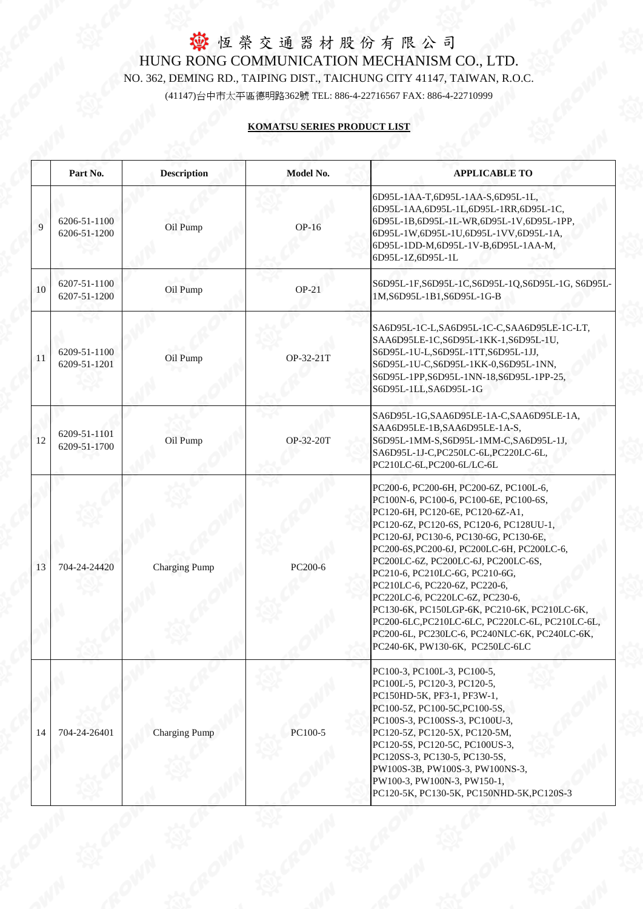# 恆榮交通器材股份有限公司

HUNG RONG COMMUNICATION MECHANISM CO., LTD.

NO. 362, DEMING RD., TAIPING DIST., TAICHUNG CITY 41147, TAIWAN, R.O.C.

(41147)台中市太平區德明路362號 TEL: 886-4-22716567 FAX: 886-4-22710999

**KOMATSU SERIES PRODUCT LIST**

| | Part No. | Description | Model No. | APPLICABLE TO |
|---|---|---|---|---|
| 9 | 6206-51-1100<br>6206-51-1200 | Oil Pump | OP-16 | 6D95L-1AA-T,6D95L-1AA-S,6D95L-1L,<br>6D95L-1AA,6D95L-1L,6D95L-1RR,6D95L-1C,<br>6D95L-1B,6D95L-1L-WR,6D95L-1V,6D95L-1PP,<br>6D95L-1W,6D95L-1U,6D95L-1VV,6D95L-1A,<br>6D95L-1DD-M,6D95L-1V-B,6D95L-1AA-M,<br>6D95L-1Z,6D95L-1L |
| 10 | 6207-51-1100<br>6207-51-1200 | Oil Pump | OP-21 | S6D95L-1F,S6D95L-1C,S6D95L-1Q,S6D95L-1G, S6D95L-1M,S6D95L-1B1,S6D95L-1G-B |
| 11 | 6209-51-1100<br>6209-51-1201 | Oil Pump | OP-32-21T | SA6D95L-1C-L,SA6D95L-1C-C,SAA6D95LE-1C-LT,<br>SAA6D95LE-1C,S6D95L-1KK-1,S6D95L-1U,<br>S6D95L-1U-L,S6D95L-1TT,S6D95L-1JJ,<br>S6D95L-1U-C,S6D95L-1KK-0,S6D95L-1NN,<br>S6D95L-1PP,S6D95L-1NN-18,S6D95L-1PP-25,<br>S6D95L-1LL,SA6D95L-1G |
| 12 | 6209-51-1101<br>6209-51-1700 | Oil Pump | OP-32-20T | SA6D95L-1G,SAA6D95LE-1A-C,SAA6D95LE-1A,<br>SAA6D95LE-1B,SAA6D95LE-1A-S,<br>S6D95L-1MM-S,S6D95L-1MM-C,SA6D95L-1J,<br>SA6D95L-1J-C,PC250LC-6L,PC220LC-6L,<br>PC210LC-6L,PC200-6L/LC-6L |
| 13 | 704-24-24420 | Charging Pump | PC200-6 | PC200-6, PC200-6H, PC200-6Z, PC100L-6,<br>PC100N-6, PC100-6, PC100-6E, PC100-6S,<br>PC120-6H, PC120-6E, PC120-6Z-A1,<br>PC120-6Z, PC120-6S, PC120-6, PC128UU-1,<br>PC120-6J, PC130-6, PC130-6G, PC130-6E,<br>PC200-6S,PC200-6J, PC200LC-6H, PC200LC-6,<br>PC200LC-6Z, PC200LC-6J, PC200LC-6S,<br>PC210-6, PC210LC-6G, PC210-6G,<br>PC210LC-6, PC220-6Z, PC220-6,<br>PC220LC-6, PC220LC-6Z, PC230-6,<br>PC130-6K, PC150LGP-6K, PC210-6K, PC210LC-6K,<br>PC200-6LC,PC210LC-6LC, PC220LC-6L, PC210LC-6L,<br>PC200-6L, PC230LC-6, PC240NLC-6K, PC240LC-6K,<br>PC240-6K, PW130-6K, PC250LC-6LC |
| 14 | 704-24-26401 | Charging Pump | PC100-5 | PC100-3, PC100L-3, PC100-5,<br>PC100L-5, PC120-3, PC120-5,<br>PC150HD-5K, PF3-1, PF3W-1,<br>PC100-5Z, PC100-5C,PC100-5S,<br>PC100S-3, PC100SS-3, PC100U-3,<br>PC120-5Z, PC120-5X, PC120-5M,<br>PC120-5S, PC120-5C, PC100US-3,<br>PC120SS-3, PC130-5, PC130-5S,<br>PW100S-3B, PW100S-3, PW100NS-3,<br>PW100-3, PW100N-3, PW150-1,<br>PC120-5K, PC130-5K, PC150NHD-5K,PC120S-3 |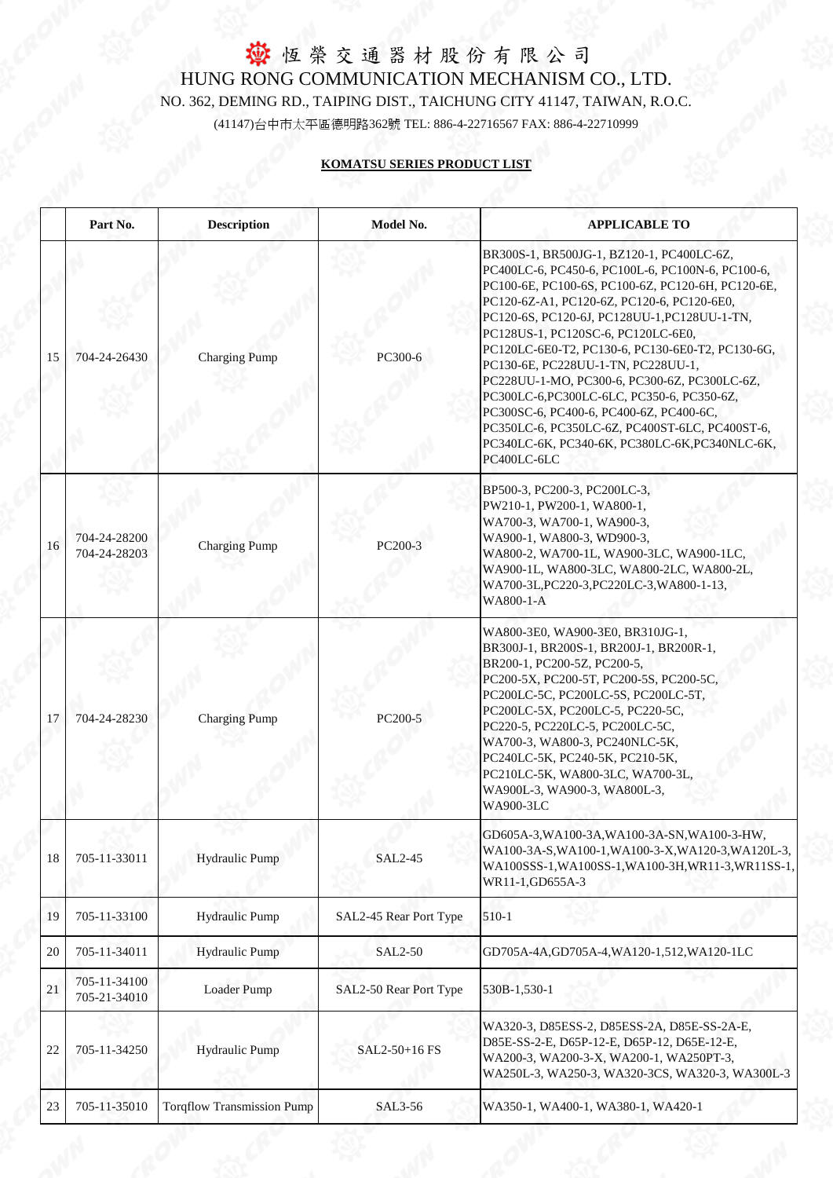# 恆榮交通器材股份有限公司

HUNG RONG COMMUNICATION MECHANISM CO., LTD.

NO. 362, DEMING RD., TAIPING DIST., TAICHUNG CITY 41147, TAIWAN, R.O.C.

(41147)台中市太平區德明路362號 TEL: 886-4-22716567 FAX: 886-4-22710999

**KOMATSU SERIES PRODUCT LIST**

| | Part No. | Description | Model No. | APPLICABLE TO |
|---|---|---|---|---|
| 15 | 704-24-26430 | Charging Pump | PC300-6 | BR300S-1, BR500JG-1, BZ120-1, PC400LC-6Z, PC400LC-6, PC450-6, PC100L-6, PC100N-6, PC100-6, PC100-6E, PC100-6S, PC100-6Z, PC120-6H, PC120-6E, PC120-6Z-A1, PC120-6Z, PC120-6, PC120-6E0, PC120-6S, PC120-6J, PC128UU-1,PC128UU-1-TN, PC128US-1, PC120SC-6, PC120LC-6E0, PC120LC-6E0-T2, PC130-6, PC130-6E0-T2, PC130-6G, PC130-6E, PC228UU-1-TN, PC228UU-1, PC228UU-1-MO, PC300-6, PC300-6Z, PC300LC-6Z, PC300LC-6,PC300LC-6LC, PC350-6, PC350-6Z, PC300SC-6, PC400-6, PC400-6Z, PC400-6C, PC350LC-6, PC350LC-6Z, PC400ST-6LC, PC400ST-6, PC340LC-6K, PC340-6K, PC380LC-6K,PC340NLC-6K, PC400LC-6LC |
| 16 | 704-24-28200<br>704-24-28203 | Charging Pump | PC200-3 | BP500-3, PC200-3, PC200LC-3, PW210-1, PW200-1, WA800-1, WA700-3, WA700-1, WA900-3, WA900-1, WA800-3, WD900-3, WA800-2, WA700-1L, WA900-3LC, WA900-1LC, WA900-1L, WA800-3LC, WA800-2LC, WA800-2L, WA700-3L,PC220-3,PC220LC-3,WA800-1-13, WA800-1-A |
| 17 | 704-24-28230 | Charging Pump | PC200-5 | WA800-3E0, WA900-3E0, BR310JG-1, BR300J-1, BR200S-1, BR200J-1, BR200R-1, BR200-1, PC200-5Z, PC200-5, PC200-5X, PC200-5T, PC200-5S, PC200-5C, PC200LC-5C, PC200LC-5S, PC200LC-5T, PC200LC-5X, PC200LC-5, PC220-5C, PC220-5, PC220LC-5, PC200LC-5C, WA700-3, WA800-3, PC240NLC-5K, PC240LC-5K, PC240-5K, PC210-5K, PC210LC-5K, WA800-3LC, WA700-3L, WA900L-3, WA900-3, WA800L-3, WA900-3LC |
| 18 | 705-11-33011 | Hydraulic Pump | SAL2-45 | GD605A-3,WA100-3A,WA100-3A-SN,WA100-3-HW, WA100-3A-S,WA100-1,WA100-3-X,WA120-3,WA120L-3, WA100SSS-1,WA100SS-1,WA100-3H,WR11-3,WR11SS-1, WR11-1,GD655A-3 |
| 19 | 705-11-33100 | Hydraulic Pump | SAL2-45 Rear Port Type | 510-1 |
| 20 | 705-11-34011 | Hydraulic Pump | SAL2-50 | GD705A-4A,GD705A-4,WA120-1,512,WA120-1LC |
| 21 | 705-11-34100<br>705-21-34010 | Loader Pump | SAL2-50 Rear Port Type | 530B-1,530-1 |
| 22 | 705-11-34250 | Hydraulic Pump | SAL2-50+16 FS | WA320-3, D85ESS-2, D85ESS-2A, D85E-SS-2A-E, D85E-SS-2-E, D65P-12-E, D65P-12, D65E-12-E, WA200-3, WA200-3-X, WA200-1, WA250PT-3, WA250L-3, WA250-3, WA320-3CS, WA320-3, WA300L-3 |
| 23 | 705-11-35010 | Torqflow Transmission Pump | SAL3-56 | WA350-1, WA400-1, WA380-1, WA420-1 |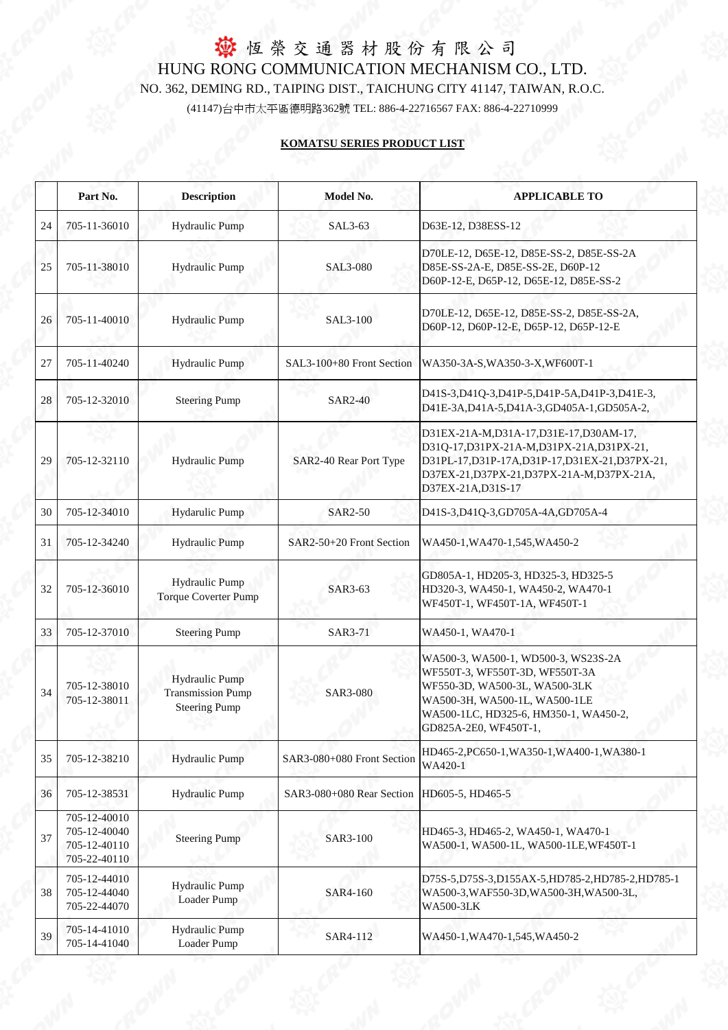恒榮交通器材股份有限公司

HUNG RONG COMMUNICATION MECHANISM CO., LTD.

NO. 362, DEMING RD., TAIPING DIST., TAICHUNG CITY 41147, TAIWAN, R.O.C.

(41147)台中市太平區德明路362號 TEL: 886-4-22716567 FAX: 886-4-22710999

**KOMATSU SERIES PRODUCT LIST**

| | Part No. | Description | Model No. | APPLICABLE TO |
|---|---|---|---|---|
| 24 | 705-11-36010 | Hydraulic Pump | SAL3-63 | D63E-12, D38ESS-12 |
| 25 | 705-11-38010 | Hydraulic Pump | SAL3-080 | D70LE-12, D65E-12, D85E-SS-2, D85E-SS-2A D85E-SS-2A-E, D85E-SS-2E, D60P-12 D60P-12-E, D65P-12, D65E-12, D85E-SS-2 |
| 26 | 705-11-40010 | Hydraulic Pump | SAL3-100 | D70LE-12, D65E-12, D85E-SS-2, D85E-SS-2A, D60P-12, D60P-12-E, D65P-12, D65P-12-E |
| 27 | 705-11-40240 | Hydraulic Pump | SAL3-100+80 Front Section | WA350-3A-S,WA350-3-X,WF600T-1 |
| 28 | 705-12-32010 | Steering Pump | SAR2-40 | D41S-3,D41Q-3,D41P-5,D41P-5A,D41P-3,D41E-3, D41E-3A,D41A-5,D41A-3,GD405A-1,GD505A-2, |
| 29 | 705-12-32110 | Hydraulic Pump | SAR2-40 Rear Port Type | D31EX-21A-M,D31A-17,D31E-17,D30AM-17, D31Q-17,D31PX-21A-M,D31PX-21A,D31PX-21, D31PL-17,D31P-17A,D31P-17,D31EX-21,D37PX-21, D37EX-21,D37PX-21,D37PX-21A-M,D37PX-21A, D37EX-21A,D31S-17 |
| 30 | 705-12-34010 | Hydarulic Pump | SAR2-50 | D41S-3,D41Q-3,GD705A-4A,GD705A-4 |
| 31 | 705-12-34240 | Hydraulic Pump | SAR2-50+20 Front Section | WA450-1,WA470-1,545,WA450-2 |
| 32 | 705-12-36010 | Hydraulic Pump Torque Coverter Pump | SAR3-63 | GD805A-1, HD205-3, HD325-3, HD325-5 HD320-3, WA450-1, WA450-2, WA470-1 WF450T-1, WF450T-1A, WF450T-1 |
| 33 | 705-12-37010 | Steering Pump | SAR3-71 | WA450-1, WA470-1 |
| 34 | 705-12-38010 705-12-38011 | Hydraulic Pump Transmission Pump Steering Pump | SAR3-080 | WA500-3, WA500-1, WD500-3, WS23S-2A WF550T-3, WF550T-3D, WF550T-3A WF550-3D, WA500-3L, WA500-3LK WA500-3H, WA500-1L, WA500-1LE WA500-1LC, HD325-6, HM350-1, WA450-2, GD825A-2E0, WF450T-1, |
| 35 | 705-12-38210 | Hydraulic Pump | SAR3-080+080 Front Section | HD465-2,PC650-1,WA350-1,WA400-1,WA380-1 WA420-1 |
| 36 | 705-12-38531 | Hydraulic Pump | SAR3-080+080 Rear Section | HD605-5, HD465-5 |
| 37 | 705-12-40010 705-12-40040 705-12-40110 705-22-40110 | Steering Pump | SAR3-100 | HD465-3, HD465-2, WA450-1, WA470-1 WA500-1, WA500-1L, WA500-1LE,WF450T-1 |
| 38 | 705-12-44010 705-12-44040 705-22-44070 | Hydraulic Pump Loader Pump | SAR4-160 | D75S-5,D75S-3,D155AX-5,HD785-2,HD785-2,HD785-1 WA500-3,WAF550-3D,WA500-3H,WA500-3L, WA500-3LK |
| 39 | 705-14-41010 705-14-41040 | Hydraulic Pump Loader Pump | SAR4-112 | WA450-1,WA470-1,545,WA450-2 |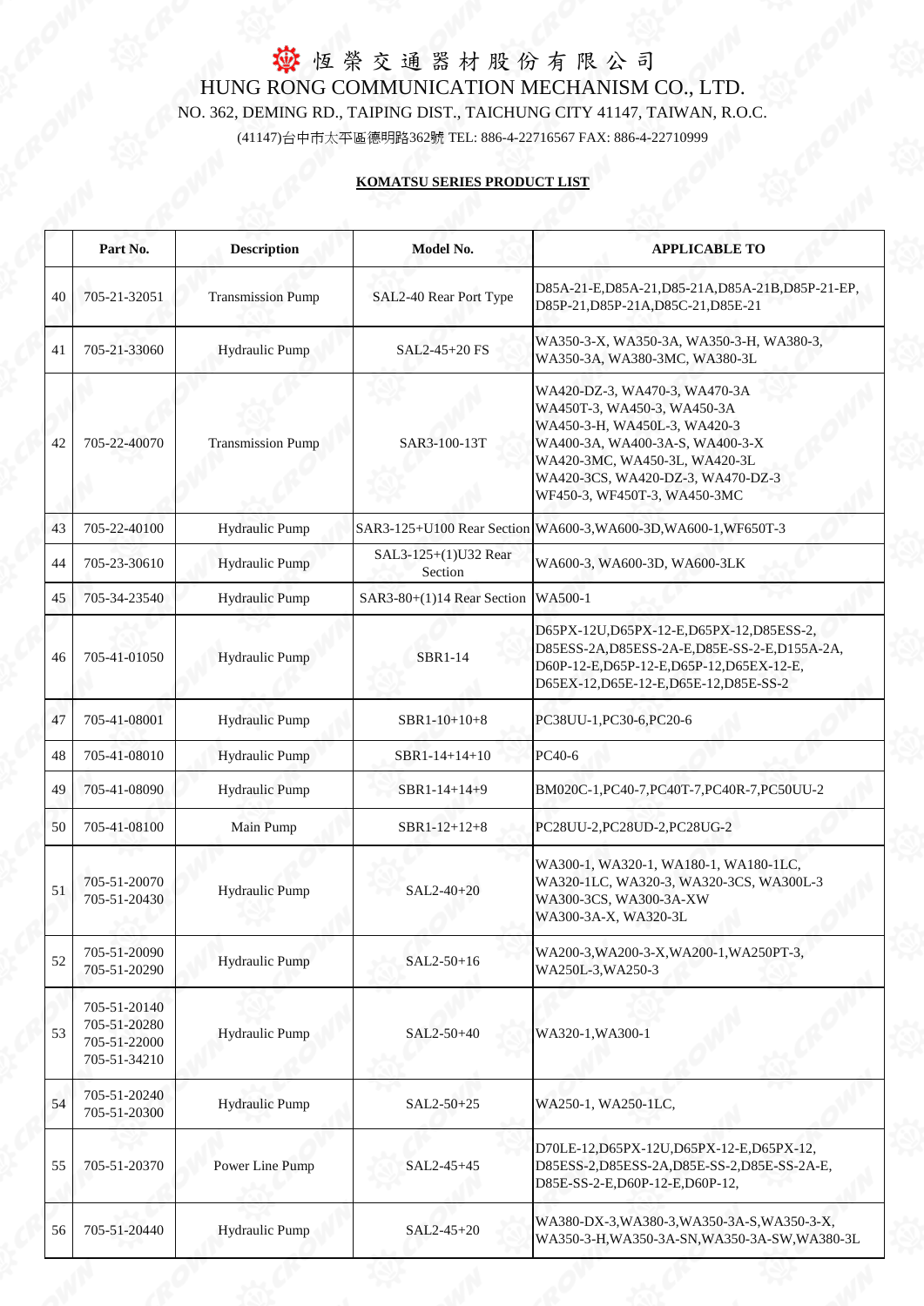# 恒榮交通器材股份有限公司

HUNG RONG COMMUNICATION MECHANISM CO., LTD.

NO. 362, DEMING RD., TAIPING DIST., TAICHUNG CITY 41147, TAIWAN, R.O.C.

(41147)台中市太平區德明路362號 TEL: 886-4-22716567 FAX: 886-4-22710999

**KOMATSU SERIES PRODUCT LIST**

| | Part No. | Description | Model No. | APPLICABLE TO |
|---|---|---|---|---|
| 40 | 705-21-32051 | Transmission Pump | SAL2-40 Rear Port Type | D85A-21-E,D85A-21,D85-21A,D85A-21B,D85P-21-EP, D85P-21,D85P-21A,D85C-21,D85E-21 |
| 41 | 705-21-33060 | Hydraulic Pump | SAL2-45+20 FS | WA350-3-X, WA350-3A, WA350-3-H, WA380-3, WA350-3A, WA380-3MC, WA380-3L |
| 42 | 705-22-40070 | Transmission Pump | SAR3-100-13T | WA420-DZ-3, WA470-3, WA470-3A WA450T-3, WA450-3, WA450-3A WA450-3-H, WA450L-3, WA420-3 WA400-3A, WA400-3A-S, WA400-3-X WA420-3MC, WA450-3L, WA420-3L WA420-3CS, WA420-DZ-3, WA470-DZ-3 WF450-3, WF450T-3, WA450-3MC |
| 43 | 705-22-40100 | Hydraulic Pump | SAR3-125+U100 Rear Section | WA600-3,WA600-3D,WA600-1,WF650T-3 |
| 44 | 705-23-30610 | Hydraulic Pump | SAL3-125+(1)U32 Rear Section | WA600-3, WA600-3D, WA600-3LK |
| 45 | 705-34-23540 | Hydraulic Pump | SAR3-80+(1)14 Rear Section | WA500-1 |
| 46 | 705-41-01050 | Hydraulic Pump | SBR1-14 | D65PX-12U,D65PX-12-E,D65PX-12,D85ESS-2, D85ESS-2A,D85ESS-2A-E,D85E-SS-2-E,D155A-2A, D60P-12-E,D65P-12-E,D65P-12,D65EX-12-E, D65EX-12,D65E-12-E,D65E-12,D85E-SS-2 |
| 47 | 705-41-08001 | Hydraulic Pump | SBR1-10+10+8 | PC38UU-1,PC30-6,PC20-6 |
| 48 | 705-41-08010 | Hydraulic Pump | SBR1-14+14+10 | PC40-6 |
| 49 | 705-41-08090 | Hydraulic Pump | SBR1-14+14+9 | BM020C-1,PC40-7,PC40T-7,PC40R-7,PC50UU-2 |
| 50 | 705-41-08100 | Main Pump | SBR1-12+12+8 | PC28UU-2,PC28UD-2,PC28UG-2 |
| 51 | 705-51-20070 705-51-20430 | Hydraulic Pump | SAL2-40+20 | WA300-1, WA320-1, WA180-1, WA180-1LC, WA320-1LC, WA320-3, WA320-3CS, WA300L-3 WA300-3CS, WA300-3A-XW WA300-3A-X, WA320-3L |
| 52 | 705-51-20090 705-51-20290 | Hydraulic Pump | SAL2-50+16 | WA200-3,WA200-3-X,WA200-1,WA250PT-3, WA250L-3,WA250-3 |
| 53 | 705-51-20140 705-51-20280 705-51-22000 705-51-34210 | Hydraulic Pump | SAL2-50+40 | WA320-1,WA300-1 |
| 54 | 705-51-20240 705-51-20300 | Hydraulic Pump | SAL2-50+25 | WA250-1, WA250-1LC, |
| 55 | 705-51-20370 | Power Line Pump | SAL2-45+45 | D70LE-12,D65PX-12U,D65PX-12-E,D65PX-12, D85ESS-2,D85ESS-2A,D85E-SS-2,D85E-SS-2A-E, D85E-SS-2-E,D60P-12-E,D60P-12, |
| 56 | 705-51-20440 | Hydraulic Pump | SAL2-45+20 | WA380-DX-3,WA380-3,WA350-3A-S,WA350-3-X, WA350-3-H,WA350-3A-SN,WA350-3A-SW,WA380-3L |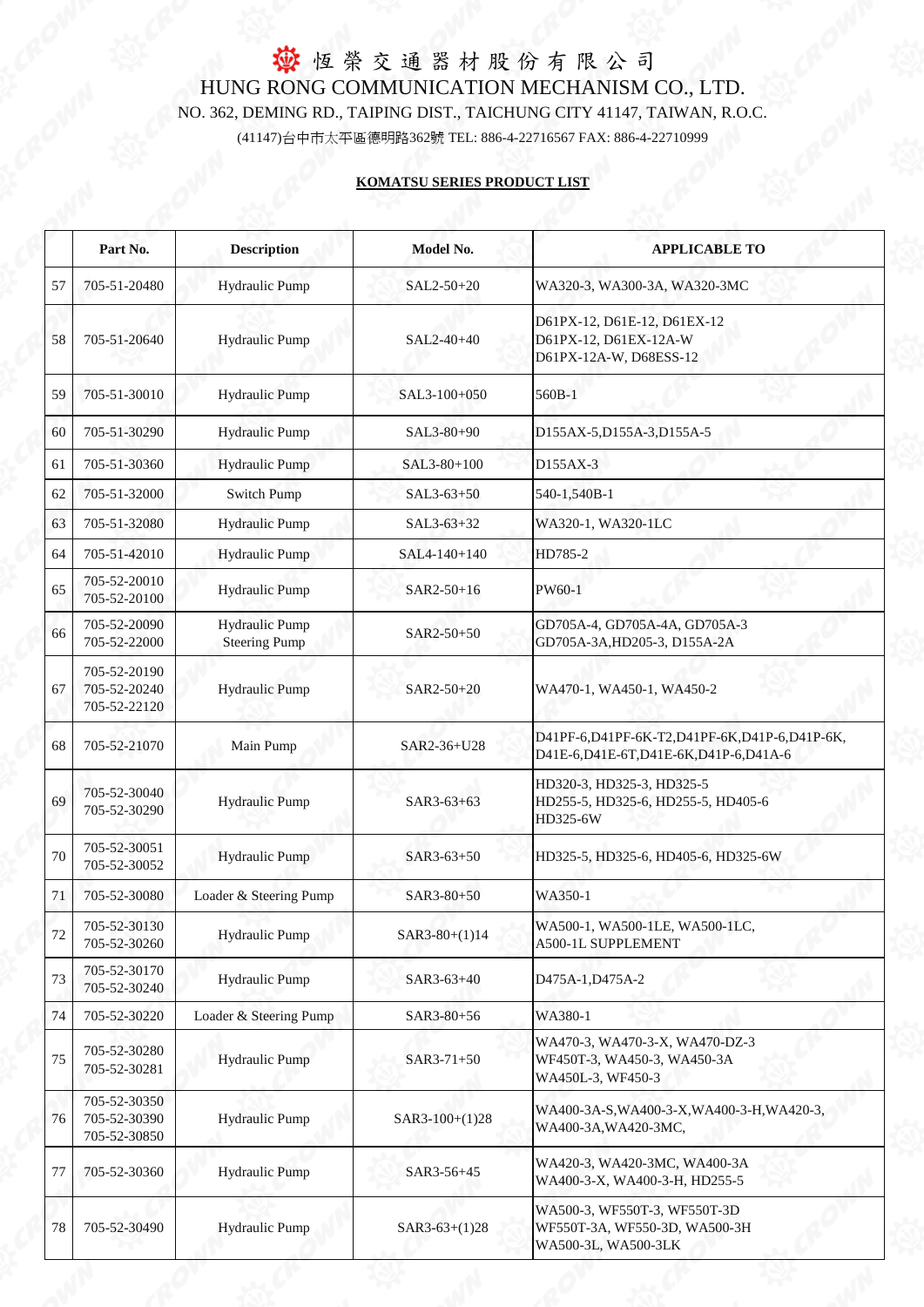# 恆榮交通器材股份有限公司

# HUNG RONG COMMUNICATION MECHANISM CO., LTD.

NO. 362, DEMING RD., TAIPING DIST., TAICHUNG CITY 41147, TAIWAN, R.O.C.

(41147)台中市太平區德明路362號 TEL: 886-4-22716567 FAX: 886-4-22710999

**KOMATSU SERIES PRODUCT LIST**

| | Part No. | Description | Model No. | APPLICABLE TO |
|---|---|---|---|---|
| 57 | 705-51-20480 | Hydraulic Pump | SAL2-50+20 | WA320-3, WA300-3A, WA320-3MC |
| 58 | 705-51-20640 | Hydraulic Pump | SAL2-40+40 | D61PX-12, D61E-12, D61EX-12<br>D61PX-12, D61EX-12A-W<br>D61PX-12A-W, D68ESS-12 |
| 59 | 705-51-30010 | Hydraulic Pump | SAL3-100+050 | 560B-1 |
| 60 | 705-51-30290 | Hydraulic Pump | SAL3-80+90 | D155AX-5,D155A-3,D155A-5 |
| 61 | 705-51-30360 | Hydraulic Pump | SAL3-80+100 | D155AX-3 |
| 62 | 705-51-32000 | Switch Pump | SAL3-63+50 | 540-1,540B-1 |
| 63 | 705-51-32080 | Hydraulic Pump | SAL3-63+32 | WA320-1, WA320-1LC |
| 64 | 705-51-42010 | Hydraulic Pump | SAL4-140+140 | HD785-2 |
| 65 | 705-52-20010<br>705-52-20100 | Hydraulic Pump | SAR2-50+16 | PW60-1 |
| 66 | 705-52-20090<br>705-52-22000 | Hydraulic Pump<br>Steering Pump | SAR2-50+50 | GD705A-4, GD705A-4A, GD705A-3<br>GD705A-3A,HD205-3, D155A-2A |
| 67 | 705-52-20190<br>705-52-20240<br>705-52-22120 | Hydraulic Pump | SAR2-50+20 | WA470-1, WA450-1, WA450-2 |
| 68 | 705-52-21070 | Main Pump | SAR2-36+U28 | D41PF-6,D41PF-6K-T2,D41PF-6K,D41P-6,D41P-6K,<br>D41E-6,D41E-6T,D41E-6K,D41P-6,D41A-6 |
| 69 | 705-52-30040<br>705-52-30290 | Hydraulic Pump | SAR3-63+63 | HD320-3, HD325-3, HD325-5<br>HD255-5, HD325-6, HD255-5, HD405-6<br>HD325-6W |
| 70 | 705-52-30051<br>705-52-30052 | Hydraulic Pump | SAR3-63+50 | HD325-5, HD325-6, HD405-6, HD325-6W |
| 71 | 705-52-30080 | Loader & Steering Pump | SAR3-80+50 | WA350-1 |
| 72 | 705-52-30130<br>705-52-30260 | Hydraulic Pump | SAR3-80+(1)14 | WA500-1, WA500-1LE, WA500-1LC,<br>A500-1L SUPPLEMENT |
| 73 | 705-52-30170<br>705-52-30240 | Hydraulic Pump | SAR3-63+40 | D475A-1,D475A-2 |
| 74 | 705-52-30220 | Loader & Steering Pump | SAR3-80+56 | WA380-1 |
| 75 | 705-52-30280<br>705-52-30281 | Hydraulic Pump | SAR3-71+50 | WA470-3, WA470-3-X, WA470-DZ-3<br>WF450T-3, WA450-3, WA450-3A<br>WA450L-3, WF450-3 |
| 76 | 705-52-30350<br>705-52-30390<br>705-52-30850 | Hydraulic Pump | SAR3-100+(1)28 | WA400-3A-S,WA400-3-X,WA400-3-H,WA420-3,<br>WA400-3A,WA420-3MC, |
| 77 | 705-52-30360 | Hydraulic Pump | SAR3-56+45 | WA420-3, WA420-3MC, WA400-3A<br>WA400-3-X, WA400-3-H, HD255-5 |
| 78 | 705-52-30490 | Hydraulic Pump | SAR3-63+(1)28 | WA500-3, WF550T-3, WF550T-3D<br>WF550T-3A, WF550-3D, WA500-3H<br>WA500-3L, WA500-3LK |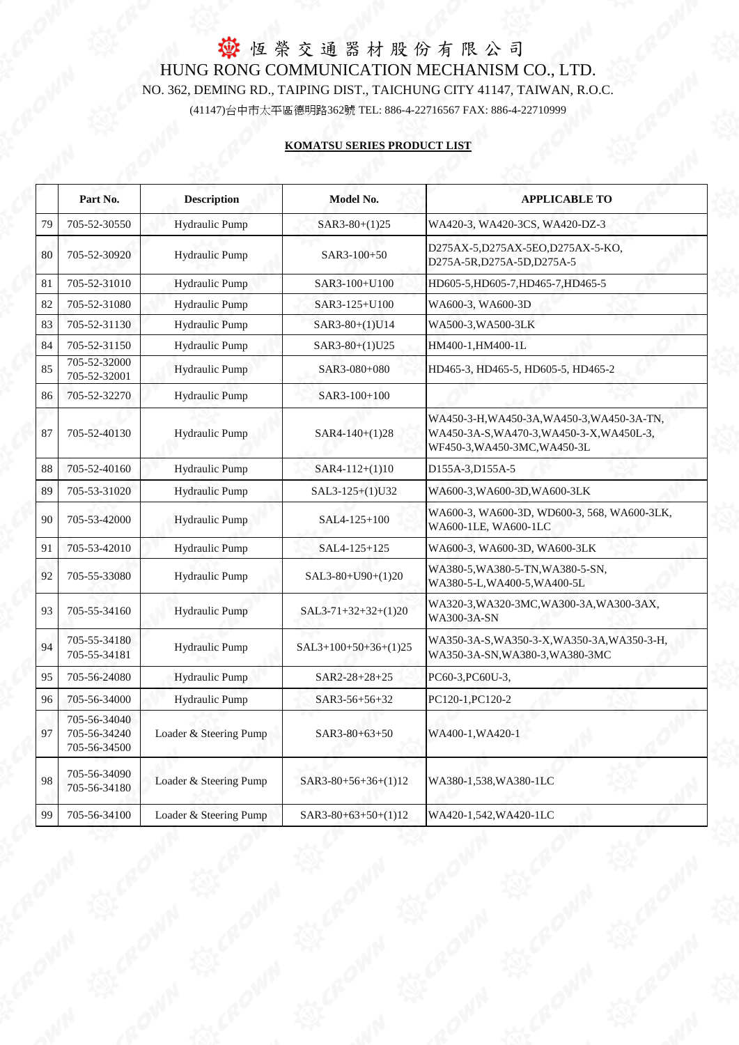# 恆榮交通器材股份有限公司

HUNG RONG COMMUNICATION MECHANISM CO., LTD.

NO. 362, DEMING RD., TAIPING DIST., TAICHUNG CITY 41147, TAIWAN, R.O.C.

(41147)台中市太平區德明路362號 TEL: 886-4-22716567 FAX: 886-4-22710999

**KOMATSU SERIES PRODUCT LIST**

| | Part No. | Description | Model No. | APPLICABLE TO |
|---|---|---|---|---|
| 79 | 705-52-30550 | Hydraulic Pump | SAR3-80+(1)25 | WA420-3, WA420-3CS, WA420-DZ-3 |
| 80 | 705-52-30920 | Hydraulic Pump | SAR3-100+50 | D275AX-5,D275AX-5EO,D275AX-5-KO, D275A-5R,D275A-5D,D275A-5 |
| 81 | 705-52-31010 | Hydraulic Pump | SAR3-100+U100 | HD605-5,HD605-7,HD465-7,HD465-5 |
| 82 | 705-52-31080 | Hydraulic Pump | SAR3-125+U100 | WA600-3, WA600-3D |
| 83 | 705-52-31130 | Hydraulic Pump | SAR3-80+(1)U14 | WA500-3,WA500-3LK |
| 84 | 705-52-31150 | Hydraulic Pump | SAR3-80+(1)U25 | HM400-1,HM400-1L |
| 85 | 705-52-32000<br>705-52-32001 | Hydraulic Pump | SAR3-080+080 | HD465-3, HD465-5, HD605-5, HD465-2 |
| 86 | 705-52-32270 | Hydraulic Pump | SAR3-100+100 | |
| 87 | 705-52-40130 | Hydraulic Pump | SAR4-140+(1)28 | WA450-3-H,WA450-3A,WA450-3,WA450-3A-TN, WA450-3A-S,WA470-3,WA450-3-X,WA450L-3, WF450-3,WA450-3MC,WA450-3L |
| 88 | 705-52-40160 | Hydraulic Pump | SAR4-112+(1)10 | D155A-3,D155A-5 |
| 89 | 705-53-31020 | Hydraulic Pump | SAL3-125+(1)U32 | WA600-3,WA600-3D,WA600-3LK |
| 90 | 705-53-42000 | Hydraulic Pump | SAL4-125+100 | WA600-3, WA600-3D, WD600-3, 568, WA600-3LK, WA600-1LE, WA600-1LC |
| 91 | 705-53-42010 | Hydraulic Pump | SAL4-125+125 | WA600-3, WA600-3D, WA600-3LK |
| 92 | 705-55-33080 | Hydraulic Pump | SAL3-80+U90+(1)20 | WA380-5,WA380-5-TN,WA380-5-SN, WA380-5-L,WA400-5,WA400-5L |
| 93 | 705-55-34160 | Hydraulic Pump | SAL3-71+32+32+(1)20 | WA320-3,WA320-3MC,WA300-3A,WA300-3AX, WA300-3A-SN |
| 94 | 705-55-34180<br>705-55-34181 | Hydraulic Pump | SAL3+100+50+36+(1)25 | WA350-3A-S,WA350-3-X,WA350-3A,WA350-3-H, WA350-3A-SN,WA380-3,WA380-3MC |
| 95 | 705-56-24080 | Hydraulic Pump | SAR2-28+28+25 | PC60-3,PC60U-3, |
| 96 | 705-56-34000 | Hydraulic Pump | SAR3-56+56+32 | PC120-1,PC120-2 |
| 97 | 705-56-34040<br>705-56-34240<br>705-56-34500 | Loader & Steering Pump | SAR3-80+63+50 | WA400-1,WA420-1 |
| 98 | 705-56-34090<br>705-56-34180 | Loader & Steering Pump | SAR3-80+56+36+(1)12 | WA380-1,538,WA380-1LC |
| 99 | 705-56-34100 | Loader & Steering Pump | SAR3-80+63+50+(1)12 | WA420-1,542,WA420-1LC |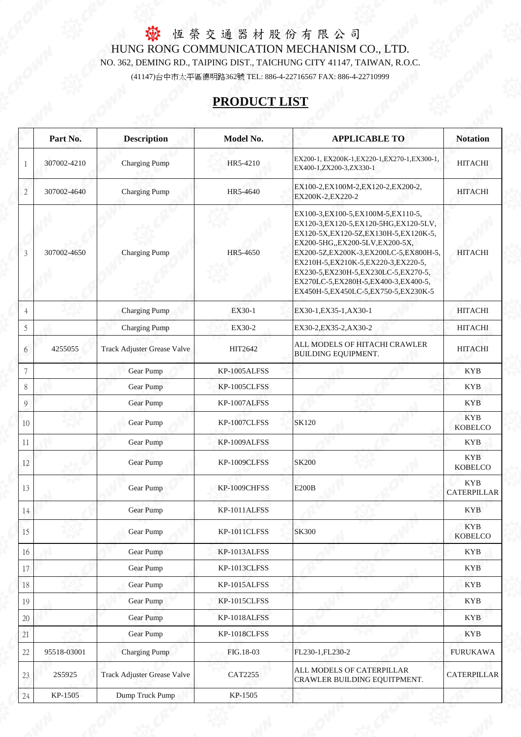恆榮交通器材股份有限公司

HUNG RONG COMMUNICATION MECHANISM CO., LTD.

NO. 362, DEMING RD., TAIPING DIST., TAICHUNG CITY 41147, TAIWAN, R.O.C.

(41147)台中市太平區德明路362號 TEL: 886-4-22716567 FAX: 886-4-22710999

# PRODUCT LIST

| | Part No. | Description | Model No. | APPLICABLE TO | Notation |
|---|---|---|---|---|---|
| 1 | 307002-4210 | Charging Pump | HR5-4210 | EX200-1, EX200K-1,EX220-1,EX270-1,EX300-1, EX400-1,ZX200-3,ZX330-1 | HITACHI |
| 2 | 307002-4640 | Charging Pump | HR5-4640 | EX100-2,EX100M-2,EX120-2,EX200-2, EX200K-2,EX220-2 | HITACHI |
| 3 | 307002-4650 | Charging Pump | HR5-4650 | EX100-3,EX100-5,EX100M-5,EX110-5, EX120-3,EX120-5,EX120-5HG,EX120-5LV, EX120-5X,EX120-5Z,EX130H-5,EX120K-5, EX200-5HG,,EX200-5LV,EX200-5X, EX200-5Z,EX200K-3,EX200LC-5,EX800H-5, EX210H-5,EX210K-5,EX220-3,EX220-5, EX230-5,EX230H-5,EX230LC-5,EX270-5, EX270LC-5,EX280H-5,EX400-3,EX400-5, EX450H-5,EX450LC-5,EX750-5,EX230K-5 | HITACHI |
| 4 | | Charging Pump | EX30-1 | EX30-1,EX35-1,AX30-1 | HITACHI |
| 5 | | Charging Pump | EX30-2 | EX30-2,EX35-2,AX30-2 | HITACHI |
| 6 | 4255055 | Track Adjuster Grease Valve | HIT2642 | ALL MODELS OF HITACHI CRAWLER BUILDING EQUIPMENT. | HITACHI |
| 7 | | Gear Pump | KP-1005ALFSS | | KYB |
| 8 | | Gear Pump | KP-1005CLFSS | | KYB |
| 9 | | Gear Pump | KP-1007ALFSS | | KYB |
| 10 | | Gear Pump | KP-1007CLFSS | SK120 | KYB KOBELCO |
| 11 | | Gear Pump | KP-1009ALFSS | | KYB |
| 12 | | Gear Pump | KP-1009CLFSS | SK200 | KYB KOBELCO |
| 13 | | Gear Pump | KP-1009CHFSS | E200B | KYB CATERPILLAR |
| 14 | | Gear Pump | KP-1011ALFSS | | KYB |
| 15 | | Gear Pump | KP-1011CLFSS | SK300 | KYB KOBELCO |
| 16 | | Gear Pump | KP-1013ALFSS | | KYB |
| 17 | | Gear Pump | KP-1013CLFSS | | KYB |
| 18 | | Gear Pump | KP-1015ALFSS | | KYB |
| 19 | | Gear Pump | KP-1015CLFSS | | KYB |
| 20 | | Gear Pump | KP-1018ALFSS | | KYB |
| 21 | | Gear Pump | KP-1018CLFSS | | KYB |
| 22 | 95518-03001 | Charging Pump | FIG.18-03 | FL230-1,FL230-2 | FURUKAWA |
| 23 | 2S5925 | Track Adjuster Grease Valve | CAT2255 | ALL MODELS OF CATERPILLAR CRAWLER BUILDING EQUITPMENT. | CATERPILLAR |
| 24 | KP-1505 | Dump Truck Pump | KP-1505 | | |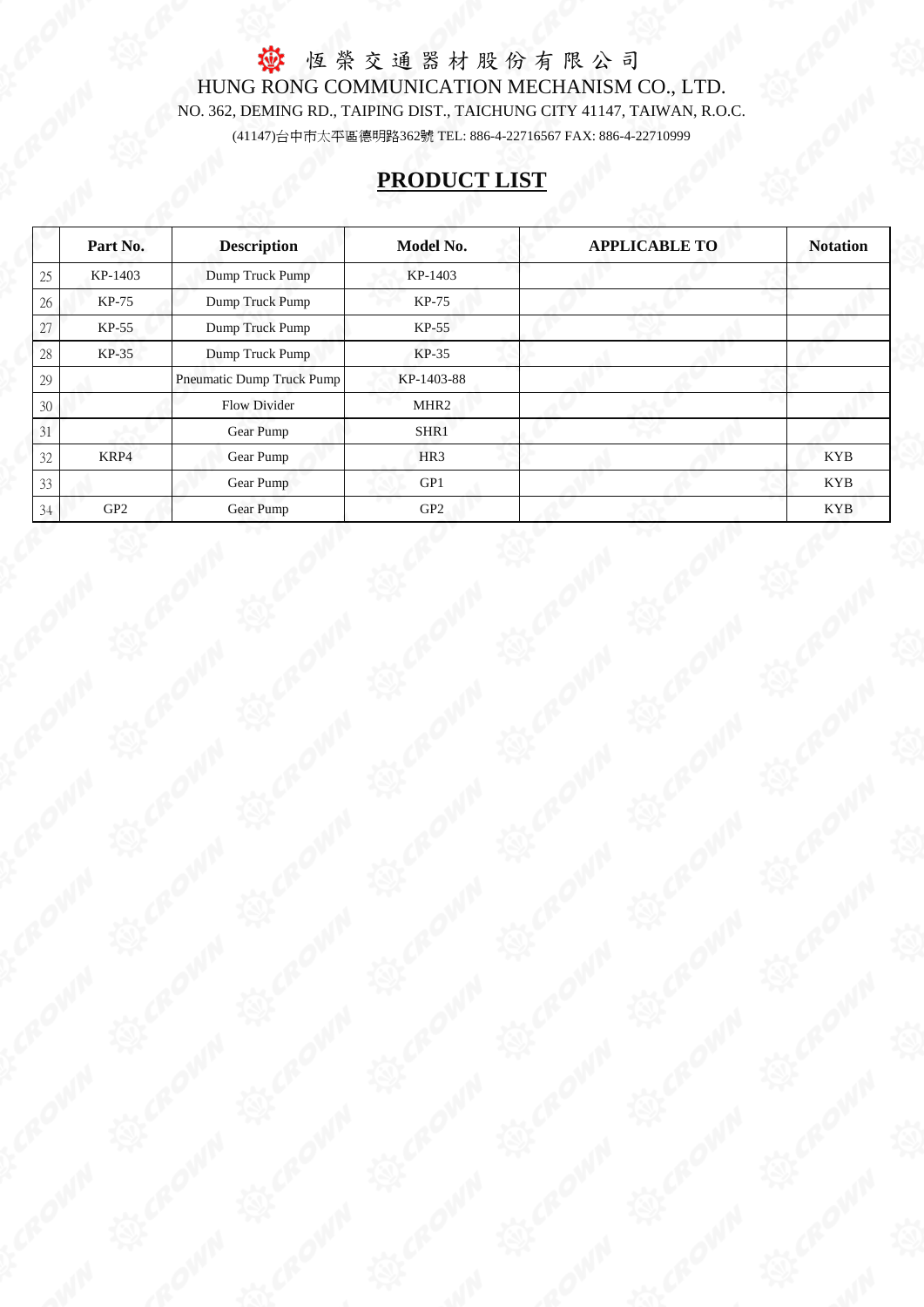恆榮交通器材股份有限公司

HUNG RONG COMMUNICATION MECHANISM CO., LTD.

NO. 362, DEMING RD., TAIPING DIST., TAICHUNG CITY 41147, TAIWAN, R.O.C.

(41147)台中市太平區德明路362號 TEL: 886-4-22716567 FAX: 886-4-22710999

# PRODUCT LIST

| | Part No. | Description | Model No. | APPLICABLE TO | Notation |
|---|---|---|---|---|---|
| 25 | KP-1403 | Dump Truck Pump | KP-1403 | | |
| 26 | KP-75 | Dump Truck Pump | KP-75 | | |
| 27 | KP-55 | Dump Truck Pump | KP-55 | | |
| 28 | KP-35 | Dump Truck Pump | KP-35 | | |
| 29 | | Pneumatic Dump Truck Pump | KP-1403-88 | | |
| 30 | | Flow Divider | MHR2 | | |
| 31 | | Gear Pump | SHR1 | | |
| 32 | KRP4 | Gear Pump | HR3 | | KYB |
| 33 | | Gear Pump | GP1 | | KYB |
| 34 | GP2 | Gear Pump | GP2 | | KYB |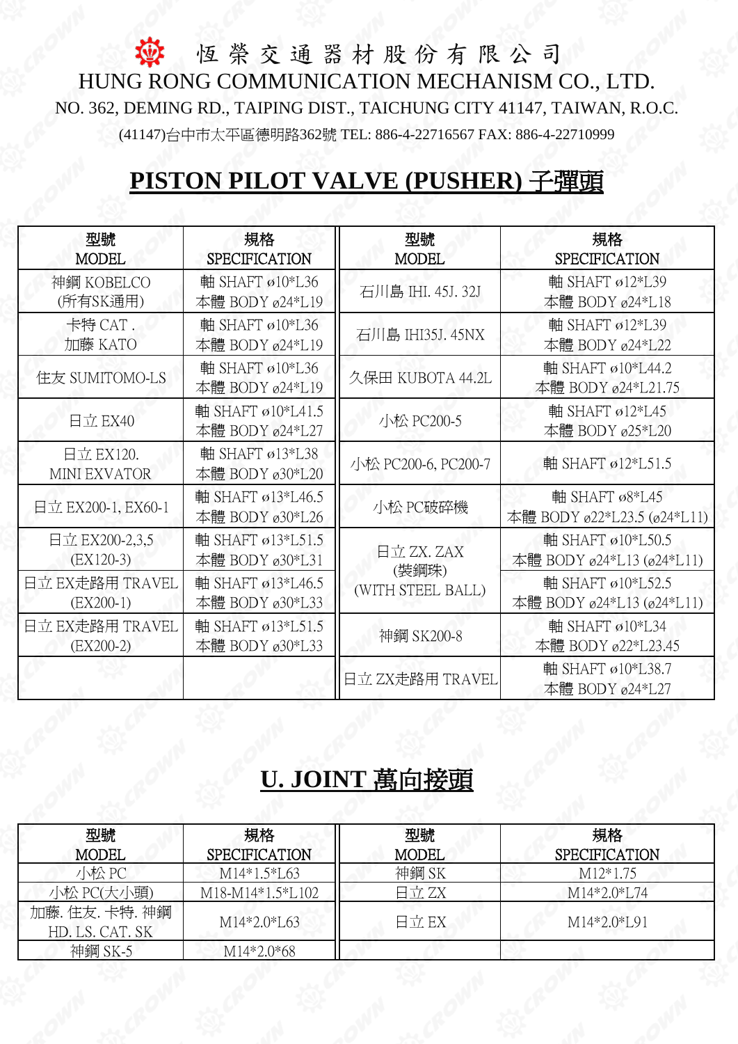# 恆榮交通器材股份有限公司

HUNG RONG COMMUNICATION MECHANISM CO., LTD.

NO. 362, DEMING RD., TAIPING DIST., TAICHUNG CITY 41147, TAIWAN, R.O.C.

(41147)台中市太平區德明路362號 TEL: 886-4-22716567 FAX: 886-4-22710999

## PISTON PILOT VALVE (PUSHER) 子彈頭

| 型號 MODEL | 規格 SPECIFICATION | 型號 MODEL | 規格 SPECIFICATION |
|---|---|---|---|
| 神鋼 KOBELCO (所有SK通用) | 軸 SHAFT ø10*L36 本體 BODY ø24*L19 | 石川島 IHI. 45J. 32J | 軸 SHAFT ø12*L39 本體 BODY ø24*L18 |
| 卡特 CAT . 加藤 KATO | 軸 SHAFT ø10*L36 本體 BODY ø24*L19 | 石川島 IHI35J. 45NX | 軸 SHAFT ø12*L39 本體 BODY ø24*L22 |
| 住友 SUMITOMO-LS | 軸 SHAFT ø10*L36 本體 BODY ø24*L19 | 久保田 KUBOTA 44.2L | 軸 SHAFT ø10*L44.2 本體 BODY ø24*L21.75 |
| 日立 EX40 | 軸 SHAFT ø10*L41.5 本體 BODY ø24*L27 | 小松 PC200-5 | 軸 SHAFT ø12*L45 本體 BODY ø25*L20 |
| 日立 EX120. MINI EXVATOR | 軸 SHAFT ø13*L38 本體 BODY ø30*L20 | 小松 PC200-6, PC200-7 | 軸 SHAFT ø12*L51.5 |
| 日立 EX200-1, EX60-1 | 軸 SHAFT ø13*L46.5 本體 BODY ø30*L26 | 小松 PC破碎機 | 軸 SHAFT ø8*L45 本體 BODY ø22*L23.5 (ø24*L11) |
| 日立 EX200-2,3,5 (EX120-3) | 軸 SHAFT ø13*L51.5 本體 BODY ø30*L31 | 日立 ZX. ZAX (裝鋼珠) (WITH STEEL BALL) | 軸 SHAFT ø10*L50.5 本體 BODY ø24*L13 (ø24*L11) |
| 日立 EX走路用 TRAVEL (EX200-1) | 軸 SHAFT ø13*L46.5 本體 BODY ø30*L33 | | 軸 SHAFT ø10*L52.5 本體 BODY ø24*L13 (ø24*L11) |
| 日立 EX走路用 TRAVEL (EX200-2) | 軸 SHAFT ø13*L51.5 本體 BODY ø30*L33 | 神鋼 SK200-8 | 軸 SHAFT ø10*L34 本體 BODY ø22*L23.45 |
| | | 日立 ZX走路用 TRAVEL | 軸 SHAFT ø10*L38.7 本體 BODY ø24*L27 |

## U. JOINT 萬向接頭

| 型號 MODEL | 規格 SPECIFICATION | 型號 MODEL | 規格 SPECIFICATION |
|---|---|---|---|
| 小松 PC | M14*1.5*L63 | 神鋼 SK | M12*1.75 |
| 小松 PC(大小頭) | M18-M14*1.5*L102 | 日立 ZX | M14*2.0*L74 |
| 加藤. 住友. 卡特. 神鋼 HD. LS. CAT. SK | M14*2.0*L63 | 日立 EX | M14*2.0*L91 |
| 神鋼 SK-5 | M14*2.0*68 | | |